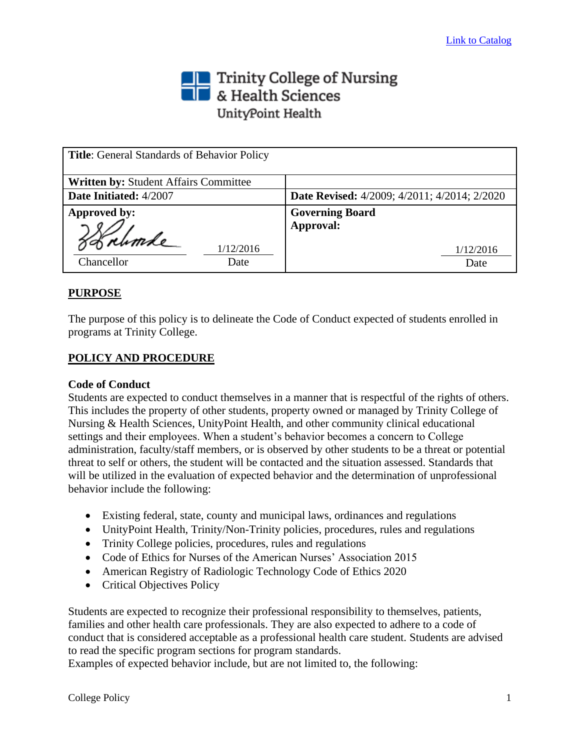[Link to Catalog](#)

Trinity College of Nursing & Health Sciences
UnityPoint Health

| **Title**: General Standards of Behavior Policy | |
|---|---|
| **Written by:** Student Affairs Committee | |
| **Date Initiated:** 4/2007 | **Date Revised:** 4/2009; 4/2011; 4/2014; 2/2020 |
| **Approved by:** Chancellor — Date: 1/12/2016 | **Governing Board Approval:** Date: 1/12/2016 |

## PURPOSE

The purpose of this policy is to delineate the Code of Conduct expected of students enrolled in programs at Trinity College.

## POLICY AND PROCEDURE

### Code of Conduct

Students are expected to conduct themselves in a manner that is respectful of the rights of others. This includes the property of other students, property owned or managed by Trinity College of Nursing & Health Sciences, UnityPoint Health, and other community clinical educational settings and their employees. When a student's behavior becomes a concern to College administration, faculty/staff members, or is observed by other students to be a threat or potential threat to self or others, the student will be contacted and the situation assessed. Standards that will be utilized in the evaluation of expected behavior and the determination of unprofessional behavior include the following:

- Existing federal, state, county and municipal laws, ordinances and regulations
- UnityPoint Health, Trinity/Non-Trinity policies, procedures, rules and regulations
- Trinity College policies, procedures, rules and regulations
- Code of Ethics for Nurses of the American Nurses' Association 2015
- American Registry of Radiologic Technology Code of Ethics 2020
- Critical Objectives Policy

Students are expected to recognize their professional responsibility to themselves, patients, families and other health care professionals. They are also expected to adhere to a code of conduct that is considered acceptable as a professional health care student. Students are advised to read the specific program sections for program standards.
Examples of expected behavior include, but are not limited to, the following: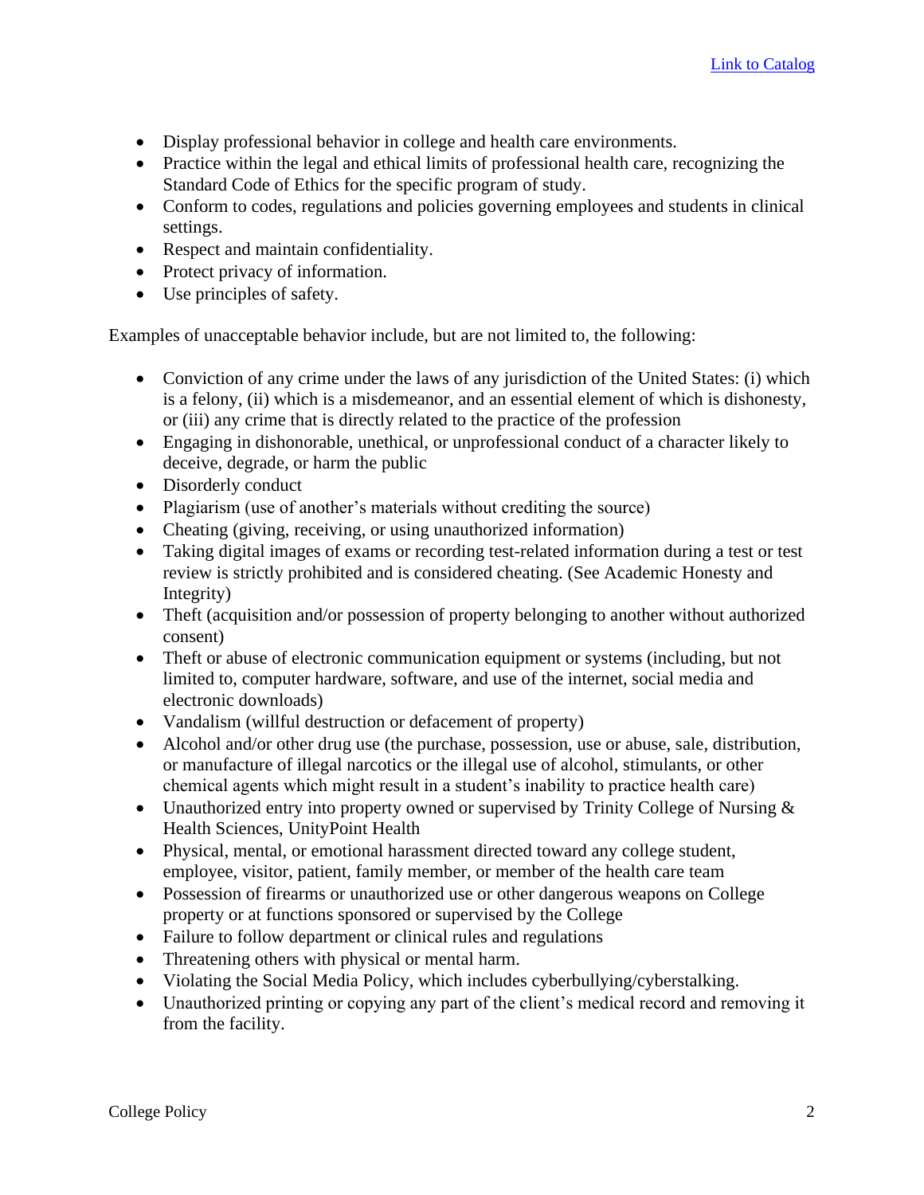- Display professional behavior in college and health care environments.
- Practice within the legal and ethical limits of professional health care, recognizing the Standard Code of Ethics for the specific program of study.
- Conform to codes, regulations and policies governing employees and students in clinical settings.
- Respect and maintain confidentiality.
- Protect privacy of information.
- Use principles of safety.

Examples of unacceptable behavior include, but are not limited to, the following:

- Conviction of any crime under the laws of any jurisdiction of the United States: (i) which is a felony, (ii) which is a misdemeanor, and an essential element of which is dishonesty, or (iii) any crime that is directly related to the practice of the profession
- Engaging in dishonorable, unethical, or unprofessional conduct of a character likely to deceive, degrade, or harm the public
- Disorderly conduct
- Plagiarism (use of another's materials without crediting the source)
- Cheating (giving, receiving, or using unauthorized information)
- Taking digital images of exams or recording test-related information during a test or test review is strictly prohibited and is considered cheating. (See Academic Honesty and Integrity)
- Theft (acquisition and/or possession of property belonging to another without authorized consent)
- Theft or abuse of electronic communication equipment or systems (including, but not limited to, computer hardware, software, and use of the internet, social media and electronic downloads)
- Vandalism (willful destruction or defacement of property)
- Alcohol and/or other drug use (the purchase, possession, use or abuse, sale, distribution, or manufacture of illegal narcotics or the illegal use of alcohol, stimulants, or other chemical agents which might result in a student's inability to practice health care)
- Unauthorized entry into property owned or supervised by Trinity College of Nursing & Health Sciences, UnityPoint Health
- Physical, mental, or emotional harassment directed toward any college student, employee, visitor, patient, family member, or member of the health care team
- Possession of firearms or unauthorized use or other dangerous weapons on College property or at functions sponsored or supervised by the College
- Failure to follow department or clinical rules and regulations
- Threatening others with physical or mental harm.
- Violating the Social Media Policy, which includes cyberbullying/cyberstalking.
- Unauthorized printing or copying any part of the client's medical record and removing it from the facility.